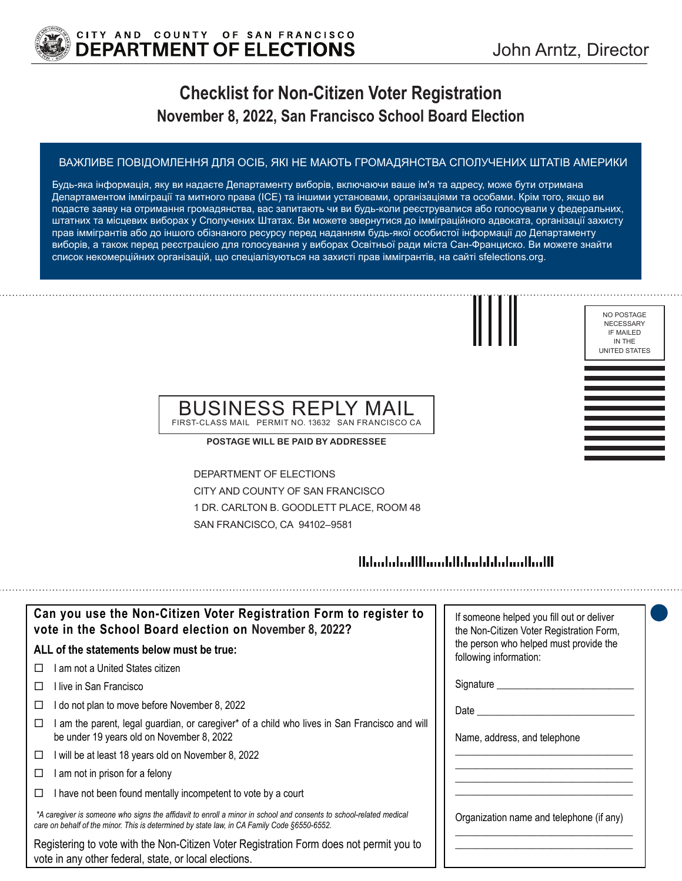CITY AND COUNTY OF SAN FRANCISCO
**DEPARTMENT OF ELECTIONS**

John Arntz, Director

# Checklist for Non-Citizen Voter Registration

## November 8, 2022, San Francisco School Board Election

**ВАЖЛИВЕ ПОВІДОМЛЕННЯ ДЛЯ ОСІБ, ЯКІ НЕ МАЮТЬ ГРОМАДЯНСТВА СПОЛУЧЕНИХ ШТАТІВ АМЕРИКИ**

Будь-яка інформація, яку ви надаєте Департаменту виборів, включаючи ваше ім'я та адресу, може бути отримана Департаментом імміграції та митного права (ICE) та іншими установами, організаціями та особами. Крім того, якщо ви подасте заяву на отримання громадянства, вас запитають чи ви будь-коли реєструвалися або голосували у федеральних, штатних та місцевих виборах у Сполучених Штатах. Ви можете звернутися до імміграційного адвоката, організації захисту прав іммігрантів або до іншого обізнаного ресурсу перед наданням будь-якої особистої інформації до Департаменту виборів, а також перед реєстрацією для голосування у виборах Освітньої ради міста Сан-Франциско. Ви можете знайти список некомерційних організацій, що спеціалізуються на захисті прав іммігрантів, на сайті sfelections.org.

NO POSTAGE NECESSARY IF MAILED IN THE UNITED STATES

BUSINESS REPLY MAIL
FIRST-CLASS MAIL PERMIT NO. 13632 SAN FRANCISCO CA

**POSTAGE WILL BE PAID BY ADDRESSEE**

DEPARTMENT OF ELECTIONS
CITY AND COUNTY OF SAN FRANCISCO
1 DR. CARLTON B. GOODLETT PLACE, ROOM 48
SAN FRANCISCO, CA 94102–9581

### Can you use the Non-Citizen Voter Registration Form to register to vote in the School Board election on November 8, 2022?

**ALL of the statements below must be true:**

- ☐ I am not a United States citizen
- ☐ I live in San Francisco
- ☐ I do not plan to move before November 8, 2022
- ☐ I am the parent, legal guardian, or caregiver* of a child who lives in San Francisco and will be under 19 years old on November 8, 2022
- ☐ I will be at least 18 years old on November 8, 2022
- ☐ I am not in prison for a felony
- ☐ I have not been found mentally incompetent to vote by a court

*\*A caregiver is someone who signs the affidavit to enroll a minor in school and consents to school-related medical care on behalf of the minor. This is determined by state law, in CA Family Code §6550-6552.*

Registering to vote with the Non-Citizen Voter Registration Form does not permit you to vote in any other federal, state, or local elections.

If someone helped you fill out or deliver the Non-Citizen Voter Registration Form, the person who helped must provide the following information:

Signature ___________________________

Date ___________________________

Name, address, and telephone

___________________________
___________________________
___________________________
___________________________

Organization name and telephone (if any)

___________________________
___________________________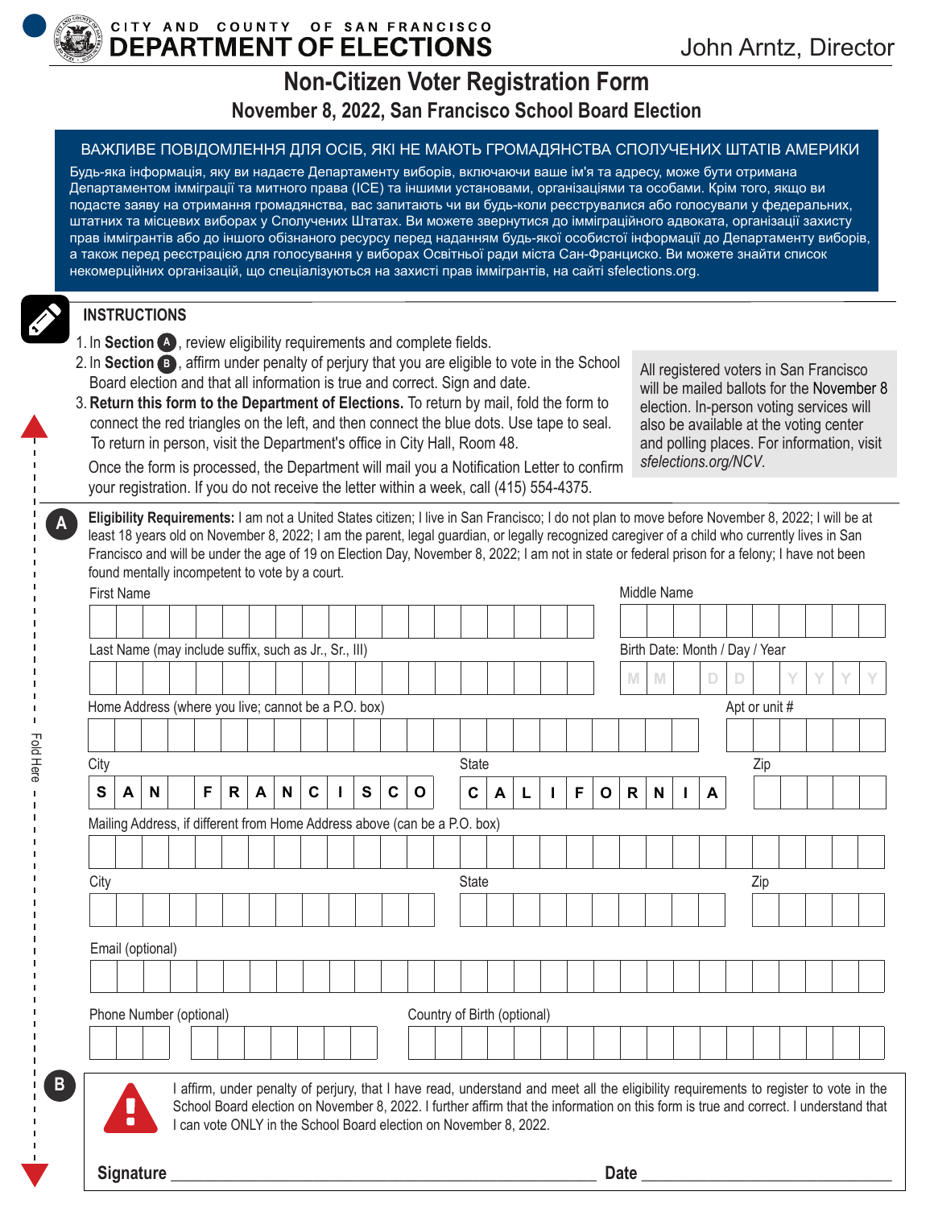**CITY AND COUNTY OF SAN FRANCISCO**
**DEPARTMENT OF ELECTIONS**

John Arntz, Director

# Non-Citizen Voter Registration Form

## November 8, 2022, San Francisco School Board Election

**ВАЖЛИВЕ ПОВІДОМЛЕННЯ ДЛЯ ОСІБ, ЯКІ НЕ МАЮТЬ ГРОМАДЯНСТВА СПОЛУЧЕНИХ ШТАТІВ АМЕРИКИ**

Будь-яка інформація, яку ви надаєте Департаменту виборів, включаючи ваше ім'я та адресу, може бути отримана Департаментом імміграції та митного права (ICE) та іншими установами, організаціями та особами. Крім того, якщо ви подасте заяву на отримання громадянства, вас запитають чи ви будь-коли реєструвалися або голосували у федеральних, штатних та місцевих виборах у Сполучених Штатах. Ви можете звернутися до імміграційного адвоката, організації захисту прав іммігрантів або до іншого обізнаного ресурсу перед наданням будь-якої особистої інформації до Департаменту виборів, а також перед реєстрацією для голосування у виборах Освітньої ради міста Сан-Франциско. Ви можете знайти список некомерційних організацій, що спеціалізуються на захисті прав іммігрантів, на сайті sfelections.org.

### INSTRUCTIONS

1. In **Section A**, review eligibility requirements and complete fields.
2. In **Section B**, affirm under penalty of perjury that you are eligible to vote in the School Board election and that all information is true and correct. Sign and date.
3. **Return this form to the Department of Elections.** To return by mail, fold the form to connect the red triangles on the left, and then connect the blue dots. Use tape to seal. To return in person, visit the Department's office in City Hall, Room 48.

Once the form is processed, the Department will mail you a Notification Letter to confirm your registration. If you do not receive the letter within a week, call (415) 554-4375.

All registered voters in San Francisco will be mailed ballots for the November 8 election. In-person voting services will also be available at the voting center and polling places. For information, visit *sfelections.org/NCV*.

Fold Here

**A**

**Eligibility Requirements:** I am not a United States citizen; I live in San Francisco; I do not plan to move before November 8, 2022; I will be at least 18 years old on November 8, 2022; I am the parent, legal guardian, or legally recognized caregiver of a child who currently lives in San Francisco and will be under the age of 19 on Election Day, November 8, 2022; I am not in state or federal prison for a felony; I have not been found mentally incompetent to vote by a court.

First Name ____________________ Middle Name ____________________

Last Name (may include suffix, such as Jr., Sr., III) ____________________ Birth Date: Month / Day / Year M M / D D / Y Y Y Y

Home Address (where you live; cannot be a P.O. box) ____________________ Apt or unit # ________

City SAN FRANCISCO State CALIFORNIA Zip ________

Mailing Address, if different from Home Address above (can be a P.O. box) ____________________

City ____________________ State ____________________ Zip ________

Email (optional) ____________________

Phone Number (optional) ____________________ Country of Birth (optional) ____________________

**B**

I affirm, under penalty of perjury, that I have read, understand and meet all the eligibility requirements to register to vote in the School Board election on November 8, 2022. I further affirm that the information on this form is true and correct. I understand that I can vote ONLY in the School Board election on November 8, 2022.

**Signature** ______________________________ **Date** ____________________